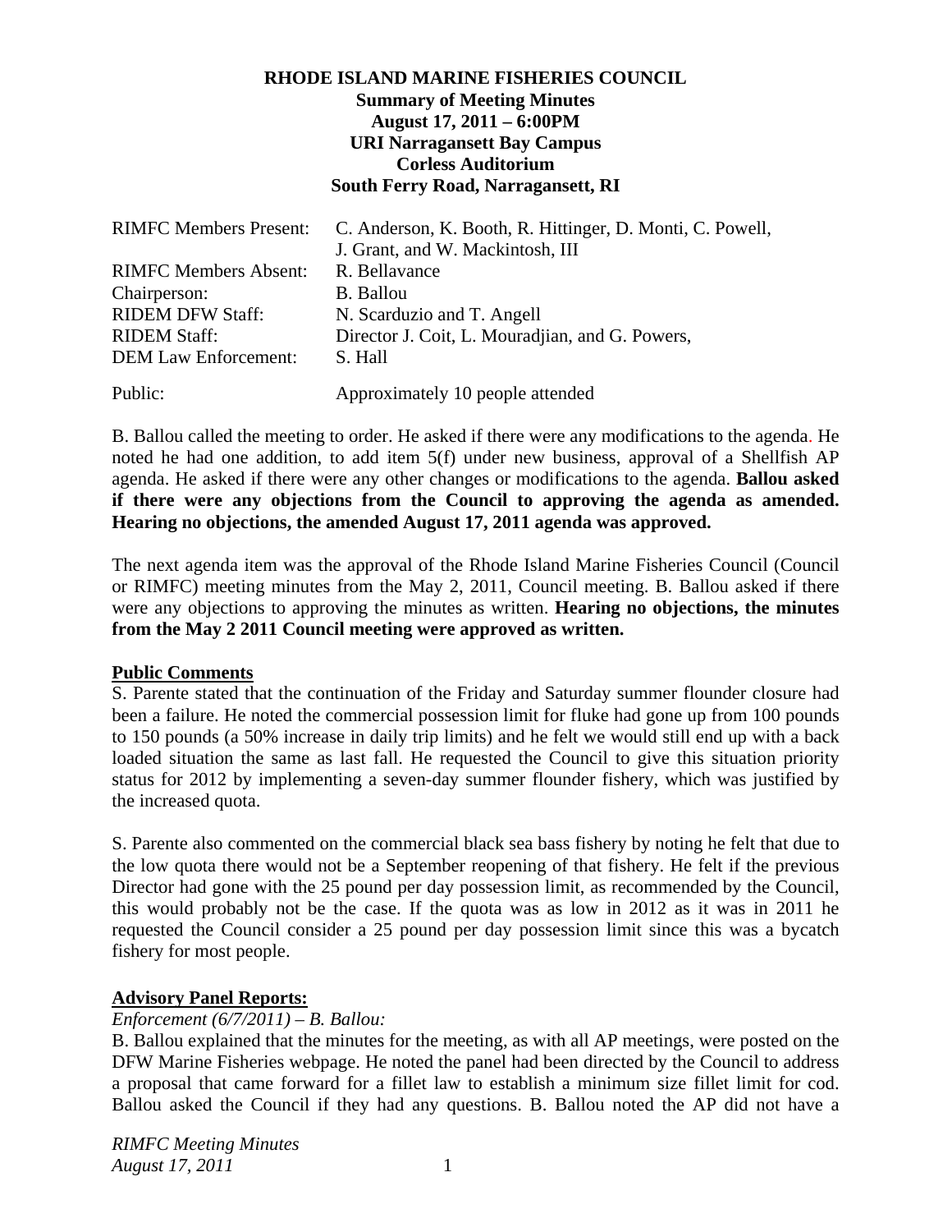**RHODE ISLAND MARINE FISHERIES COUNCIL**
**Summary of Meeting Minutes**
**August 17, 2011 – 6:00PM**
**URI Narragansett Bay Campus**
**Corless Auditorium**
**South Ferry Road, Narragansett, RI**

| | |
|---|---|
| RIMFC Members Present: | C. Anderson, K. Booth, R. Hittinger, D. Monti, C. Powell, J. Grant, and W. Mackintosh, III |
| RIMFC Members Absent: | R. Bellavance |
| Chairperson: | B. Ballou |
| RIDEM DFW Staff: | N. Scarduzio and T. Angell |
| RIDEM Staff: | Director J. Coit, L. Mouradjian, and G. Powers, |
| DEM Law Enforcement: | S. Hall |
| Public: | Approximately 10 people attended |

B. Ballou called the meeting to order. He asked if there were any modifications to the agenda. He noted he had one addition, to add item 5(f) under new business, approval of a Shellfish AP agenda. He asked if there were any other changes or modifications to the agenda. **Ballou asked if there were any objections from the Council to approving the agenda as amended. Hearing no objections, the amended August 17, 2011 agenda was approved.**

The next agenda item was the approval of the Rhode Island Marine Fisheries Council (Council or RIMFC) meeting minutes from the May 2, 2011, Council meeting. B. Ballou asked if there were any objections to approving the minutes as written. **Hearing no objections, the minutes from the May 2 2011 Council meeting were approved as written.**

**Public Comments**

S. Parente stated that the continuation of the Friday and Saturday summer flounder closure had been a failure. He noted the commercial possession limit for fluke had gone up from 100 pounds to 150 pounds (a 50% increase in daily trip limits) and he felt we would still end up with a back loaded situation the same as last fall. He requested the Council to give this situation priority status for 2012 by implementing a seven-day summer flounder fishery, which was justified by the increased quota.

S. Parente also commented on the commercial black sea bass fishery by noting he felt that due to the low quota there would not be a September reopening of that fishery. He felt if the previous Director had gone with the 25 pound per day possession limit, as recommended by the Council, this would probably not be the case. If the quota was as low in 2012 as it was in 2011 he requested the Council consider a 25 pound per day possession limit since this was a bycatch fishery for most people.

**Advisory Panel Reports:**

*Enforcement (6/7/2011) – B. Ballou:*

B. Ballou explained that the minutes for the meeting, as with all AP meetings, were posted on the DFW Marine Fisheries webpage. He noted the panel had been directed by the Council to address a proposal that came forward for a fillet law to establish a minimum size fillet limit for cod. Ballou asked the Council if they had any questions. B. Ballou noted the AP did not have a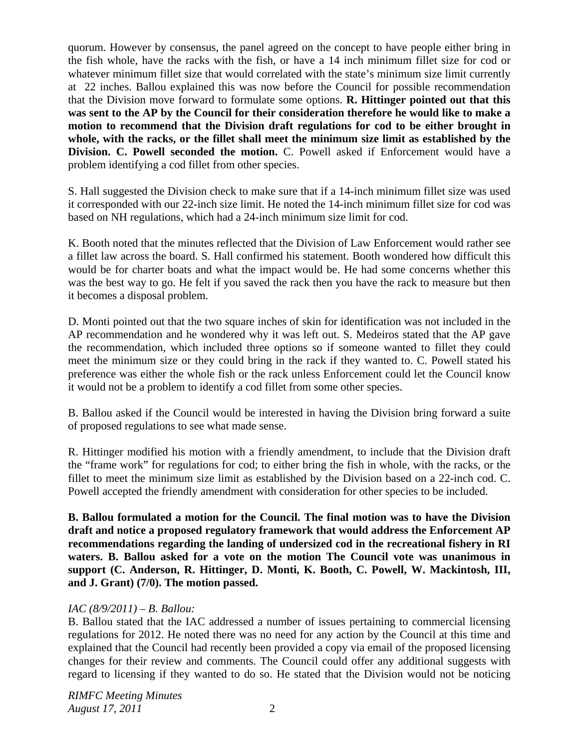quorum. However by consensus, the panel agreed on the concept to have people either bring in the fish whole, have the racks with the fish, or have a 14 inch minimum fillet size for cod or whatever minimum fillet size that would correlated with the state's minimum size limit currently at 22 inches. Ballou explained this was now before the Council for possible recommendation that the Division move forward to formulate some options. **R. Hittinger pointed out that this was sent to the AP by the Council for their consideration therefore he would like to make a motion to recommend that the Division draft regulations for cod to be either brought in whole, with the racks, or the fillet shall meet the minimum size limit as established by the Division. C. Powell seconded the motion.** C. Powell asked if Enforcement would have a problem identifying a cod fillet from other species.

S. Hall suggested the Division check to make sure that if a 14-inch minimum fillet size was used it corresponded with our 22-inch size limit. He noted the 14-inch minimum fillet size for cod was based on NH regulations, which had a 24-inch minimum size limit for cod.

K. Booth noted that the minutes reflected that the Division of Law Enforcement would rather see a fillet law across the board. S. Hall confirmed his statement. Booth wondered how difficult this would be for charter boats and what the impact would be. He had some concerns whether this was the best way to go. He felt if you saved the rack then you have the rack to measure but then it becomes a disposal problem.

D. Monti pointed out that the two square inches of skin for identification was not included in the AP recommendation and he wondered why it was left out. S. Medeiros stated that the AP gave the recommendation, which included three options so if someone wanted to fillet they could meet the minimum size or they could bring in the rack if they wanted to. C. Powell stated his preference was either the whole fish or the rack unless Enforcement could let the Council know it would not be a problem to identify a cod fillet from some other species.

B. Ballou asked if the Council would be interested in having the Division bring forward a suite of proposed regulations to see what made sense.

R. Hittinger modified his motion with a friendly amendment, to include that the Division draft the "frame work" for regulations for cod; to either bring the fish in whole, with the racks, or the fillet to meet the minimum size limit as established by the Division based on a 22-inch cod. C. Powell accepted the friendly amendment with consideration for other species to be included.

**B. Ballou formulated a motion for the Council. The final motion was to have the Division draft and notice a proposed regulatory framework that would address the Enforcement AP recommendations regarding the landing of undersized cod in the recreational fishery in RI waters. B. Ballou asked for a vote on the motion The Council vote was unanimous in support (C. Anderson, R. Hittinger, D. Monti, K. Booth, C. Powell, W. Mackintosh, III, and J. Grant) (7/0). The motion passed.**

*IAC (8/9/2011) – B. Ballou:*

B. Ballou stated that the IAC addressed a number of issues pertaining to commercial licensing regulations for 2012. He noted there was no need for any action by the Council at this time and explained that the Council had recently been provided a copy via email of the proposed licensing changes for their review and comments. The Council could offer any additional suggests with regard to licensing if they wanted to do so. He stated that the Division would not be noticing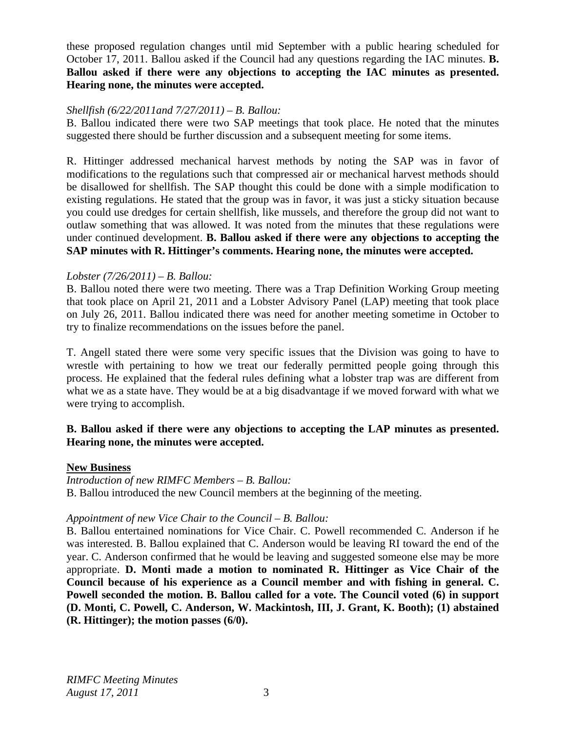these proposed regulation changes until mid September with a public hearing scheduled for October 17, 2011. Ballou asked if the Council had any questions regarding the IAC minutes. **B. Ballou asked if there were any objections to accepting the IAC minutes as presented. Hearing none, the minutes were accepted.**

*Shellfish (6/22/2011and 7/27/2011) – B. Ballou:*

B. Ballou indicated there were two SAP meetings that took place. He noted that the minutes suggested there should be further discussion and a subsequent meeting for some items.

R. Hittinger addressed mechanical harvest methods by noting the SAP was in favor of modifications to the regulations such that compressed air or mechanical harvest methods should be disallowed for shellfish. The SAP thought this could be done with a simple modification to existing regulations. He stated that the group was in favor, it was just a sticky situation because you could use dredges for certain shellfish, like mussels, and therefore the group did not want to outlaw something that was allowed. It was noted from the minutes that these regulations were under continued development. **B. Ballou asked if there were any objections to accepting the SAP minutes with R. Hittinger's comments. Hearing none, the minutes were accepted.**

*Lobster (7/26/2011) – B. Ballou:*

B. Ballou noted there were two meeting. There was a Trap Definition Working Group meeting that took place on April 21, 2011 and a Lobster Advisory Panel (LAP) meeting that took place on July 26, 2011. Ballou indicated there was need for another meeting sometime in October to try to finalize recommendations on the issues before the panel.

T. Angell stated there were some very specific issues that the Division was going to have to wrestle with pertaining to how we treat our federally permitted people going through this process. He explained that the federal rules defining what a lobster trap was are different from what we as a state have. They would be at a big disadvantage if we moved forward with what we were trying to accomplish.

**B. Ballou asked if there were any objections to accepting the LAP minutes as presented. Hearing none, the minutes were accepted.**

**New Business**

*Introduction of new RIMFC Members – B. Ballou:*

B. Ballou introduced the new Council members at the beginning of the meeting.

*Appointment of new Vice Chair to the Council – B. Ballou:*

B. Ballou entertained nominations for Vice Chair. C. Powell recommended C. Anderson if he was interested. B. Ballou explained that C. Anderson would be leaving RI toward the end of the year. C. Anderson confirmed that he would be leaving and suggested someone else may be more appropriate. **D. Monti made a motion to nominated R. Hittinger as Vice Chair of the Council because of his experience as a Council member and with fishing in general. C. Powell seconded the motion. B. Ballou called for a vote. The Council voted (6) in support (D. Monti, C. Powell, C. Anderson, W. Mackintosh, III, J. Grant, K. Booth); (1) abstained (R. Hittinger); the motion passes (6/0).**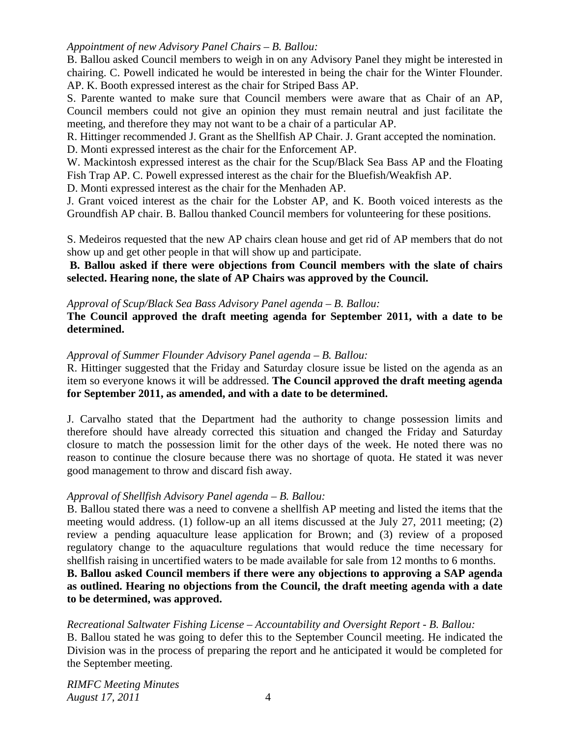*Appointment of new Advisory Panel Chairs – B. Ballou:*

B. Ballou asked Council members to weigh in on any Advisory Panel they might be interested in chairing. C. Powell indicated he would be interested in being the chair for the Winter Flounder. AP. K. Booth expressed interest as the chair for Striped Bass AP.

S. Parente wanted to make sure that Council members were aware that as Chair of an AP, Council members could not give an opinion they must remain neutral and just facilitate the meeting, and therefore they may not want to be a chair of a particular AP.

R. Hittinger recommended J. Grant as the Shellfish AP Chair. J. Grant accepted the nomination.

D. Monti expressed interest as the chair for the Enforcement AP.

W. Mackintosh expressed interest as the chair for the Scup/Black Sea Bass AP and the Floating Fish Trap AP. C. Powell expressed interest as the chair for the Bluefish/Weakfish AP.

D. Monti expressed interest as the chair for the Menhaden AP.

J. Grant voiced interest as the chair for the Lobster AP, and K. Booth voiced interests as the Groundfish AP chair. B. Ballou thanked Council members for volunteering for these positions.

S. Medeiros requested that the new AP chairs clean house and get rid of AP members that do not show up and get other people in that will show up and participate.

**B. Ballou asked if there were objections from Council members with the slate of chairs selected. Hearing none, the slate of AP Chairs was approved by the Council.**

*Approval of Scup/Black Sea Bass Advisory Panel agenda – B. Ballou:*

**The Council approved the draft meeting agenda for September 2011, with a date to be determined.**

*Approval of Summer Flounder Advisory Panel agenda – B. Ballou:*

R. Hittinger suggested that the Friday and Saturday closure issue be listed on the agenda as an item so everyone knows it will be addressed. **The Council approved the draft meeting agenda for September 2011, as amended, and with a date to be determined.**

J. Carvalho stated that the Department had the authority to change possession limits and therefore should have already corrected this situation and changed the Friday and Saturday closure to match the possession limit for the other days of the week. He noted there was no reason to continue the closure because there was no shortage of quota. He stated it was never good management to throw and discard fish away.

*Approval of Shellfish Advisory Panel agenda – B. Ballou:*

B. Ballou stated there was a need to convene a shellfish AP meeting and listed the items that the meeting would address. (1) follow-up an all items discussed at the July 27, 2011 meeting; (2) review a pending aquaculture lease application for Brown; and (3) review of a proposed regulatory change to the aquaculture regulations that would reduce the time necessary for shellfish raising in uncertified waters to be made available for sale from 12 months to 6 months.

**B. Ballou asked Council members if there were any objections to approving a SAP agenda as outlined. Hearing no objections from the Council, the draft meeting agenda with a date to be determined, was approved.**

*Recreational Saltwater Fishing License – Accountability and Oversight Report - B. Ballou:*

B. Ballou stated he was going to defer this to the September Council meeting. He indicated the Division was in the process of preparing the report and he anticipated it would be completed for the September meeting.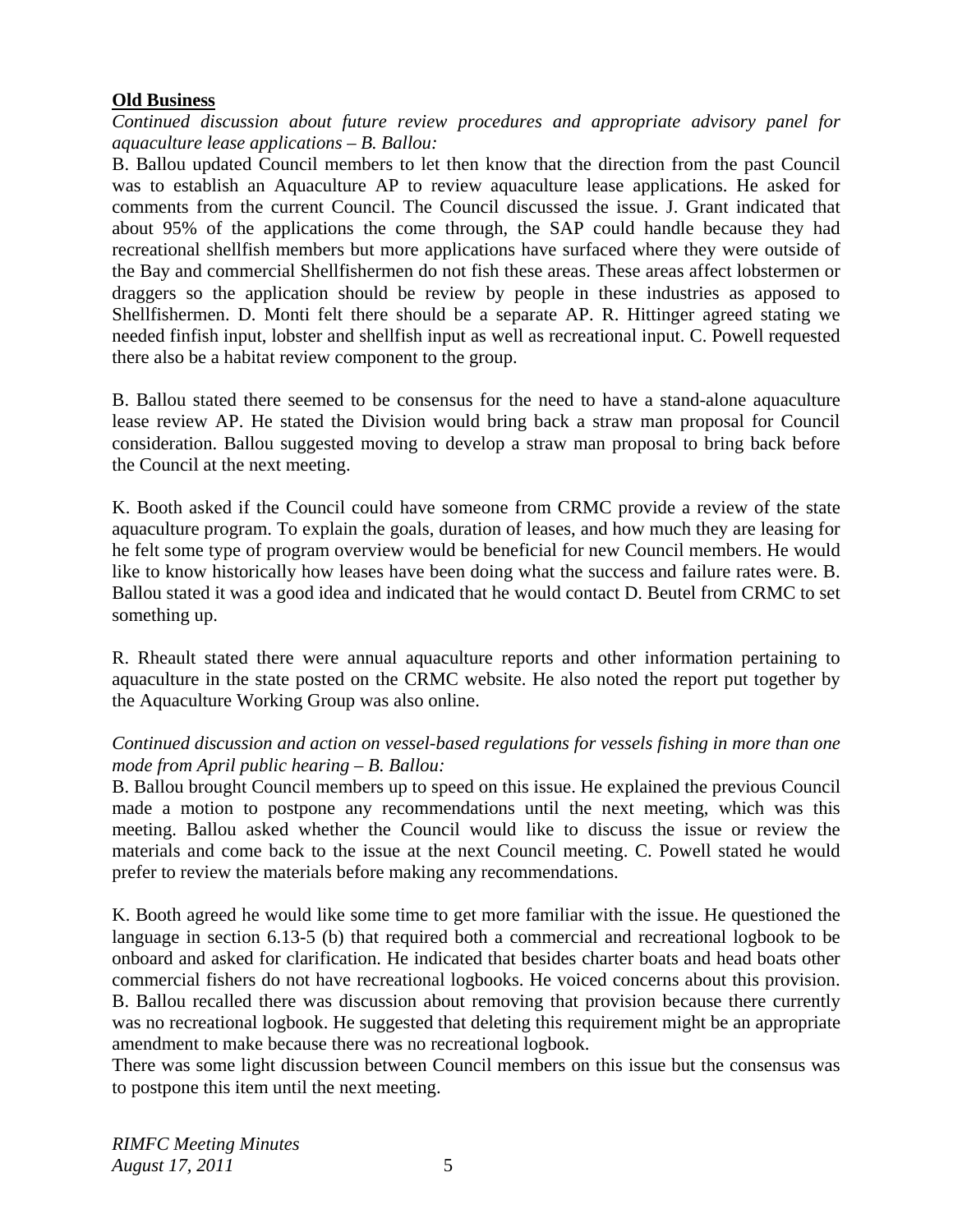**Old Business**

*Continued discussion about future review procedures and appropriate advisory panel for aquaculture lease applications – B. Ballou:*

B. Ballou updated Council members to let then know that the direction from the past Council was to establish an Aquaculture AP to review aquaculture lease applications. He asked for comments from the current Council. The Council discussed the issue. J. Grant indicated that about 95% of the applications the come through, the SAP could handle because they had recreational shellfish members but more applications have surfaced where they were outside of the Bay and commercial Shellfishermen do not fish these areas. These areas affect lobstermen or draggers so the application should be review by people in these industries as apposed to Shellfishermen. D. Monti felt there should be a separate AP. R. Hittinger agreed stating we needed finfish input, lobster and shellfish input as well as recreational input. C. Powell requested there also be a habitat review component to the group.

B. Ballou stated there seemed to be consensus for the need to have a stand-alone aquaculture lease review AP. He stated the Division would bring back a straw man proposal for Council consideration. Ballou suggested moving to develop a straw man proposal to bring back before the Council at the next meeting.

K. Booth asked if the Council could have someone from CRMC provide a review of the state aquaculture program. To explain the goals, duration of leases, and how much they are leasing for he felt some type of program overview would be beneficial for new Council members. He would like to know historically how leases have been doing what the success and failure rates were. B. Ballou stated it was a good idea and indicated that he would contact D. Beutel from CRMC to set something up.

R. Rheault stated there were annual aquaculture reports and other information pertaining to aquaculture in the state posted on the CRMC website. He also noted the report put together by the Aquaculture Working Group was also online.

*Continued discussion and action on vessel-based regulations for vessels fishing in more than one mode from April public hearing – B. Ballou:*

B. Ballou brought Council members up to speed on this issue. He explained the previous Council made a motion to postpone any recommendations until the next meeting, which was this meeting. Ballou asked whether the Council would like to discuss the issue or review the materials and come back to the issue at the next Council meeting. C. Powell stated he would prefer to review the materials before making any recommendations.

K. Booth agreed he would like some time to get more familiar with the issue. He questioned the language in section 6.13-5 (b) that required both a commercial and recreational logbook to be onboard and asked for clarification. He indicated that besides charter boats and head boats other commercial fishers do not have recreational logbooks. He voiced concerns about this provision. B. Ballou recalled there was discussion about removing that provision because there currently was no recreational logbook. He suggested that deleting this requirement might be an appropriate amendment to make because there was no recreational logbook.
There was some light discussion between Council members on this issue but the consensus was to postpone this item until the next meeting.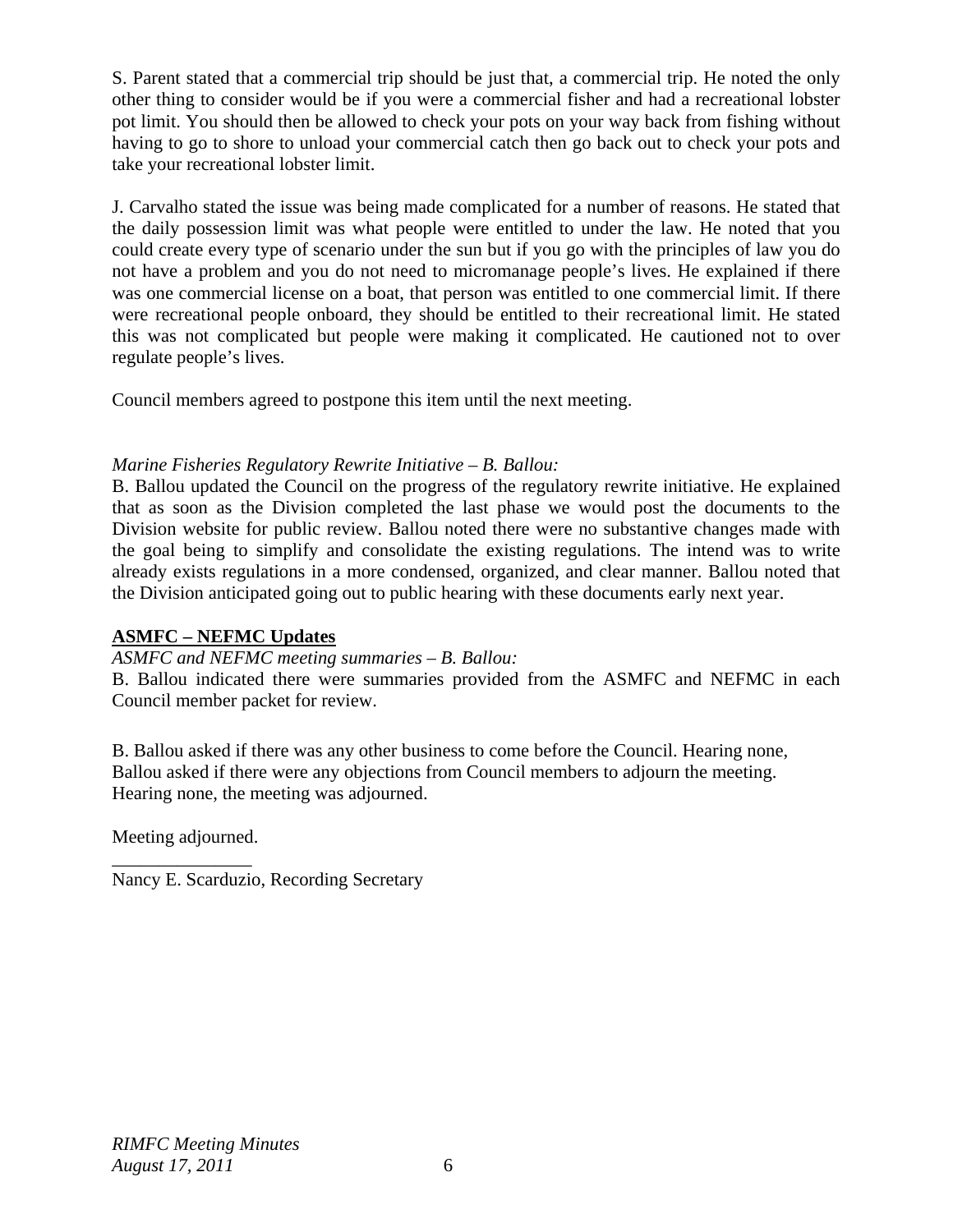S. Parent stated that a commercial trip should be just that, a commercial trip. He noted the only other thing to consider would be if you were a commercial fisher and had a recreational lobster pot limit. You should then be allowed to check your pots on your way back from fishing without having to go to shore to unload your commercial catch then go back out to check your pots and take your recreational lobster limit.

J. Carvalho stated the issue was being made complicated for a number of reasons. He stated that the daily possession limit was what people were entitled to under the law. He noted that you could create every type of scenario under the sun but if you go with the principles of law you do not have a problem and you do not need to micromanage people's lives. He explained if there was one commercial license on a boat, that person was entitled to one commercial limit. If there were recreational people onboard, they should be entitled to their recreational limit. He stated this was not complicated but people were making it complicated. He cautioned not to over regulate people's lives.

Council members agreed to postpone this item until the next meeting.

*Marine Fisheries Regulatory Rewrite Initiative – B. Ballou:*
B. Ballou updated the Council on the progress of the regulatory rewrite initiative. He explained that as soon as the Division completed the last phase we would post the documents to the Division website for public review. Ballou noted there were no substantive changes made with the goal being to simplify and consolidate the existing regulations. The intend was to write already exists regulations in a more condensed, organized, and clear manner. Ballou noted that the Division anticipated going out to public hearing with these documents early next year.

**ASMFC – NEFMC Updates**

*ASMFC and NEFMC meeting summaries – B. Ballou:*
B. Ballou indicated there were summaries provided from the ASMFC and NEFMC in each Council member packet for review.

B. Ballou asked if there was any other business to come before the Council. Hearing none, Ballou asked if there were any objections from Council members to adjourn the meeting. Hearing none, the meeting was adjourned.

Meeting adjourned.

\_\_\_\_\_\_\_\_\_\_\_\_\_\_\_
Nancy E. Scarduzio, Recording Secretary